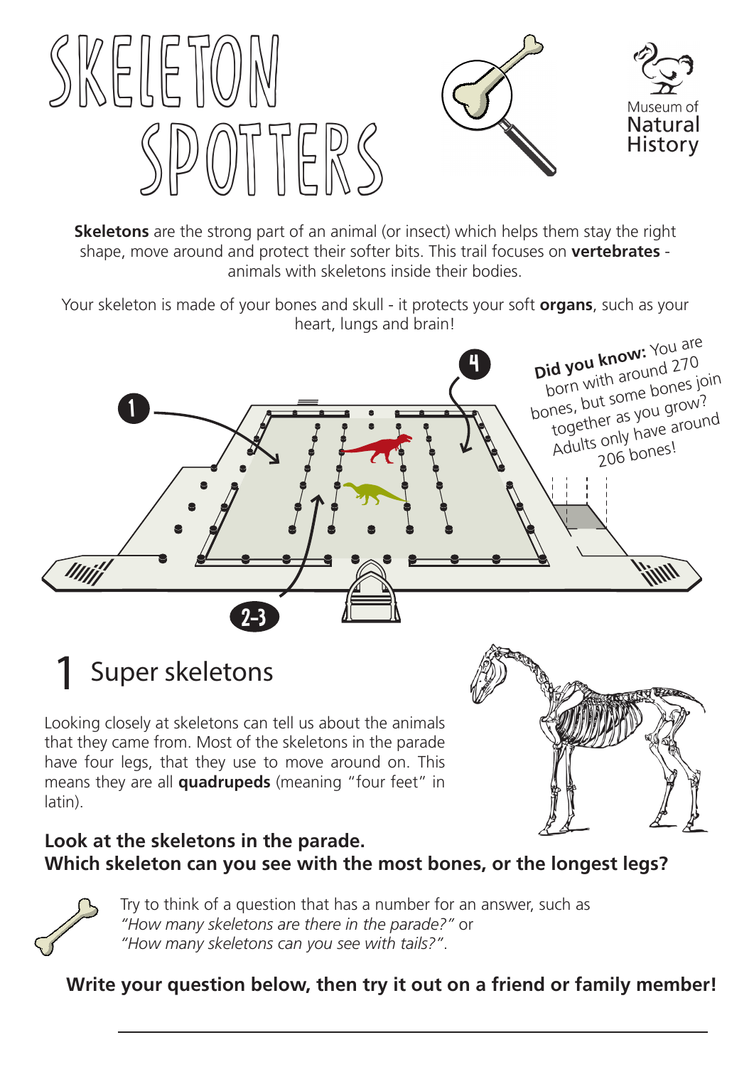# SKELETON SPOTTERS

Museum of Natural History

**Skeletons** are the strong part of an animal (or insect) which helps them stay the right shape, move around and protect their softer bits. This trail focuses on **vertebrates** - animals with skeletons inside their bodies.

Your skeleton is made of your bones and skull - it protects your soft **organs**, such as your heart, lungs and brain!

**Did you know:** You are born with around 270 bones, but some bones join together as you grow? Adults only have around 206 bones!

1

4

2-3

## 1 Super skeletons

Looking closely at skeletons can tell us about the animals that they came from. Most of the skeletons in the parade have four legs, that they use to move around on. This means they are all **quadrupeds** (meaning "four feet" in latin).

**Look at the skeletons in the parade.**
**Which skeleton can you see with the most bones, or the longest legs?**

Try to think of a question that has a number for an answer, such as *"How many skeletons are there in the parade?"* or *"How many skeletons can you see with tails?"*.

**Write your question below, then try it out on a friend or family member!**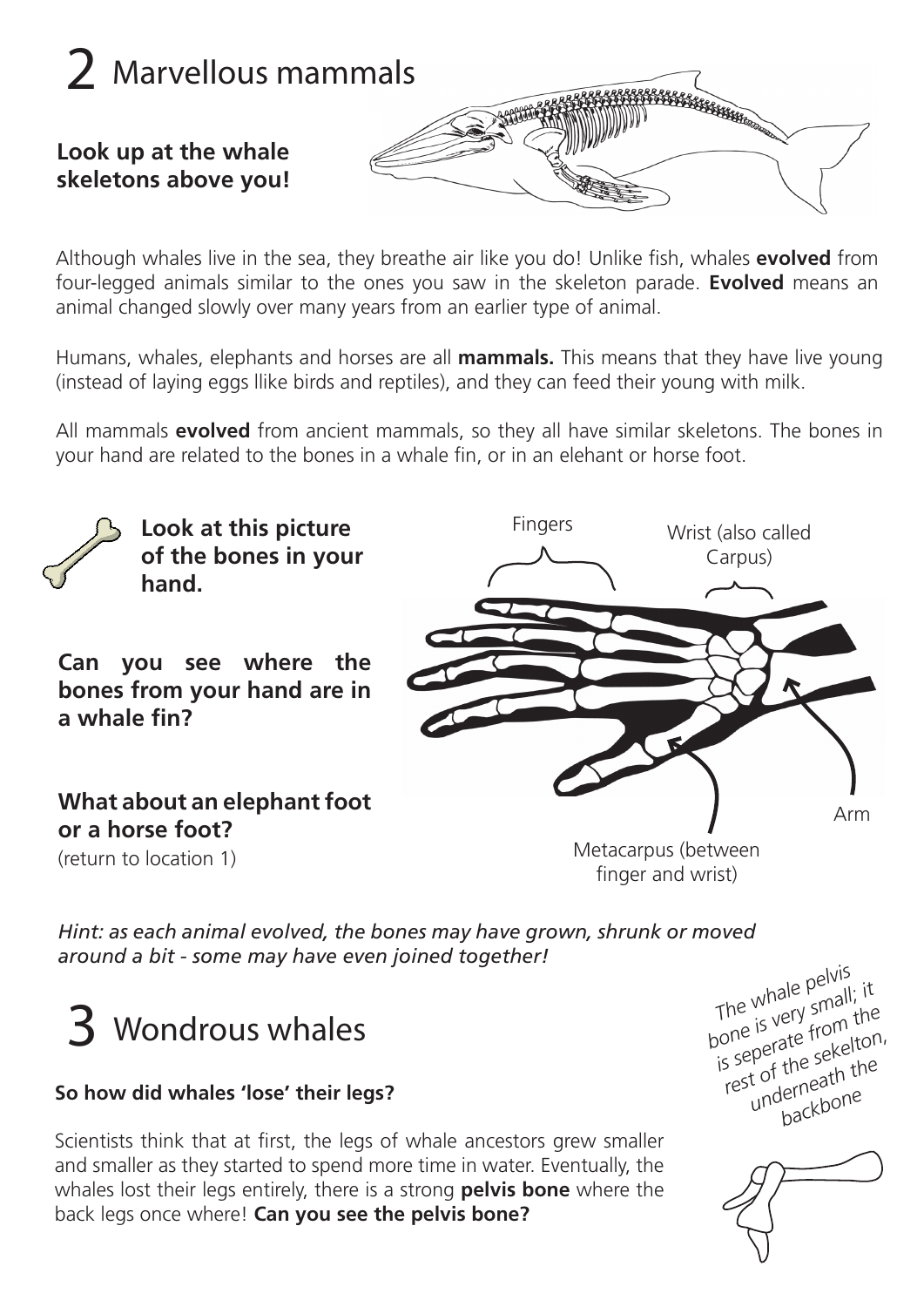# 2 Marvellous mammals

**Look up at the whale skeletons above you!**

Although whales live in the sea, they breathe air like you do! Unlike fish, whales **evolved** from four-legged animals similar to the ones you saw in the skeleton parade. **Evolved** means an animal changed slowly over many years from an earlier type of animal.

Humans, whales, elephants and horses are all **mammals.** This means that they have live young (instead of laying eggs llike birds and reptiles), and they can feed their young with milk.

All mammals **evolved** from ancient mammals, so they all have similar skeletons. The bones in your hand are related to the bones in a whale fin, or in an elehant or horse foot.

**Look at this picture of the bones in your hand.**

**Can you see where the bones from your hand are in a whale fin?**

**What about an elephant foot or a horse foot?**
(return to location 1)

Fingers

Wrist (also called Carpus)

Metacarpus (between finger and wrist)

Arm

*Hint: as each animal evolved, the bones may have grown, shrunk or moved around a bit - some may have even joined together!*

# 3 Wondrous whales

**So how did whales 'lose' their legs?**

Scientists think that at first, the legs of whale ancestors grew smaller and smaller as they started to spend more time in water. Eventually, the whales lost their legs entirely, there is a strong **pelvis bone** where the back legs once where! **Can you see the pelvis bone?**

*The whale pelvis bone is very small; it is seperate from the rest of the sekelton, underneath the backbone*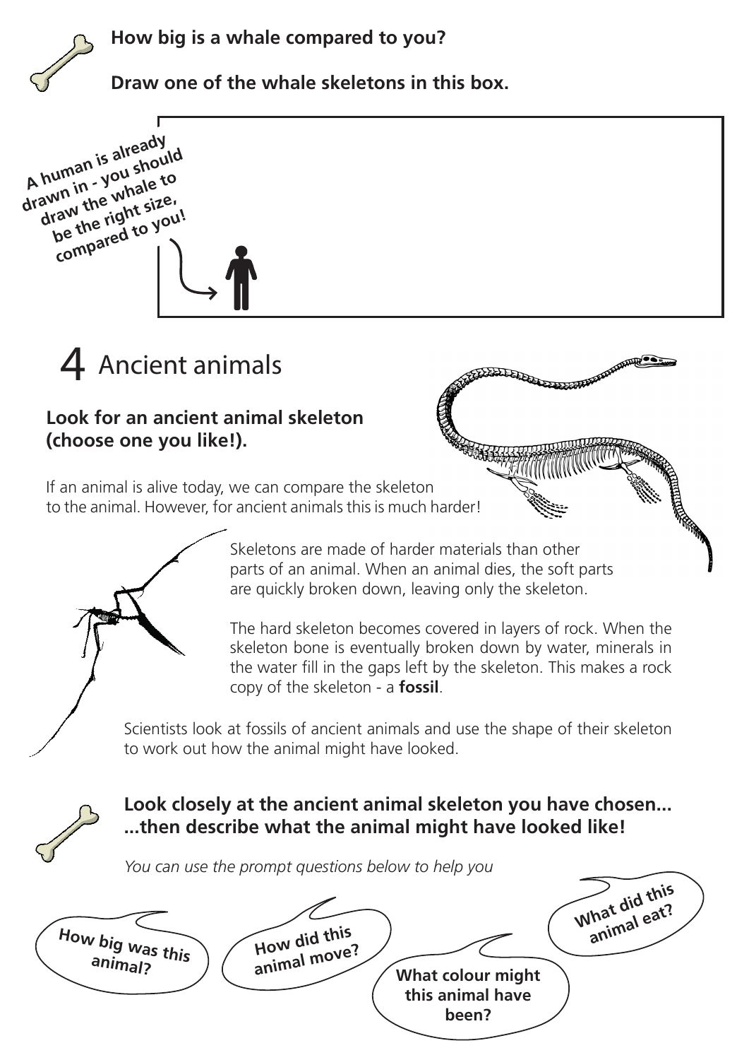**How big is a whale compared to you?**

**Draw one of the whale skeletons in this box.**

**A human is already drawn in - you should draw the whale to be the right size, compared to you!**

# 4 Ancient animals

**Look for an ancient animal skeleton (choose one you like!).**

If an animal is alive today, we can compare the skeleton to the animal. However, for ancient animals this is much harder!

Skeletons are made of harder materials than other parts of an animal. When an animal dies, the soft parts are quickly broken down, leaving only the skeleton.

The hard skeleton becomes covered in layers of rock. When the skeleton bone is eventually broken down by water, minerals in the water fill in the gaps left by the skeleton. This makes a rock copy of the skeleton - a **fossil**.

Scientists look at fossils of ancient animals and use the shape of their skeleton to work out how the animal might have looked.

**Look closely at the ancient animal skeleton you have chosen... ...then describe what the animal might have looked like!**

*You can use the prompt questions below to help you*

**How big was this animal?**

**How did this animal move?**

**What colour might this animal have been?**

**What did this animal eat?**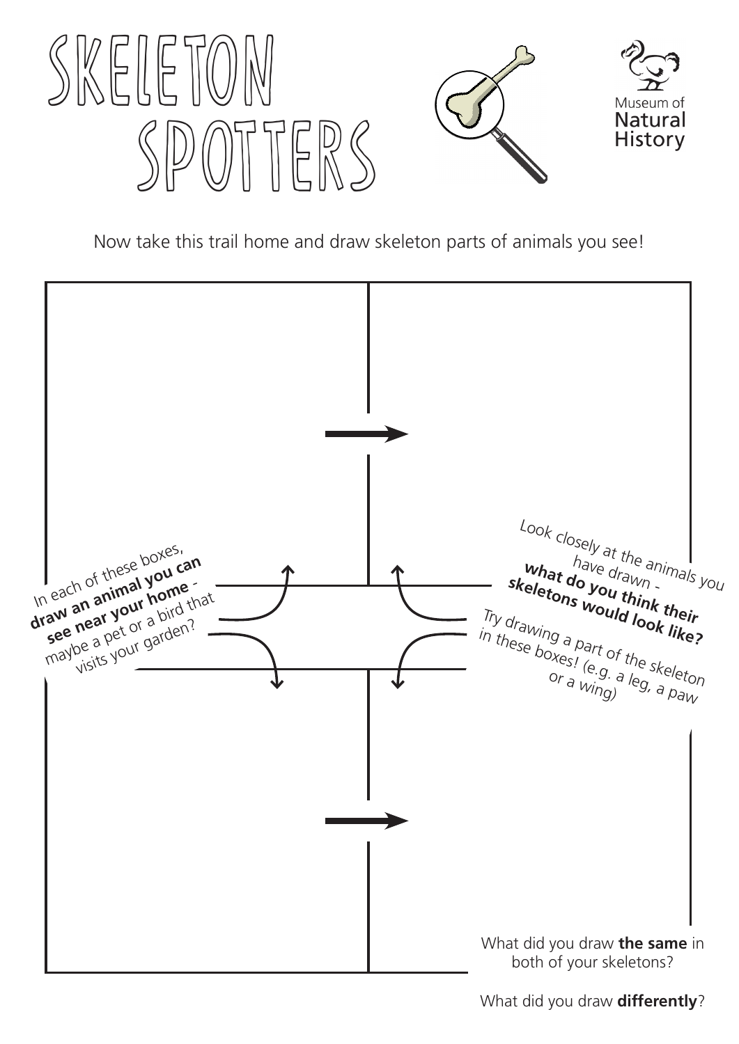# SKELETON SPOTTERS

Museum of Natural History

Now take this trail home and draw skeleton parts of animals you see!

In each of these boxes, **draw an animal you can see near your home** - maybe a pet or a bird that visits your garden?

Look closely at the animals you have drawn - **what do you think their skeletons would look like?**

Try drawing a part of the skeleton in these boxes! (e.g. a leg, a paw or a wing)

What did you draw **the same** in both of your skeletons?

What did you draw **differently**?